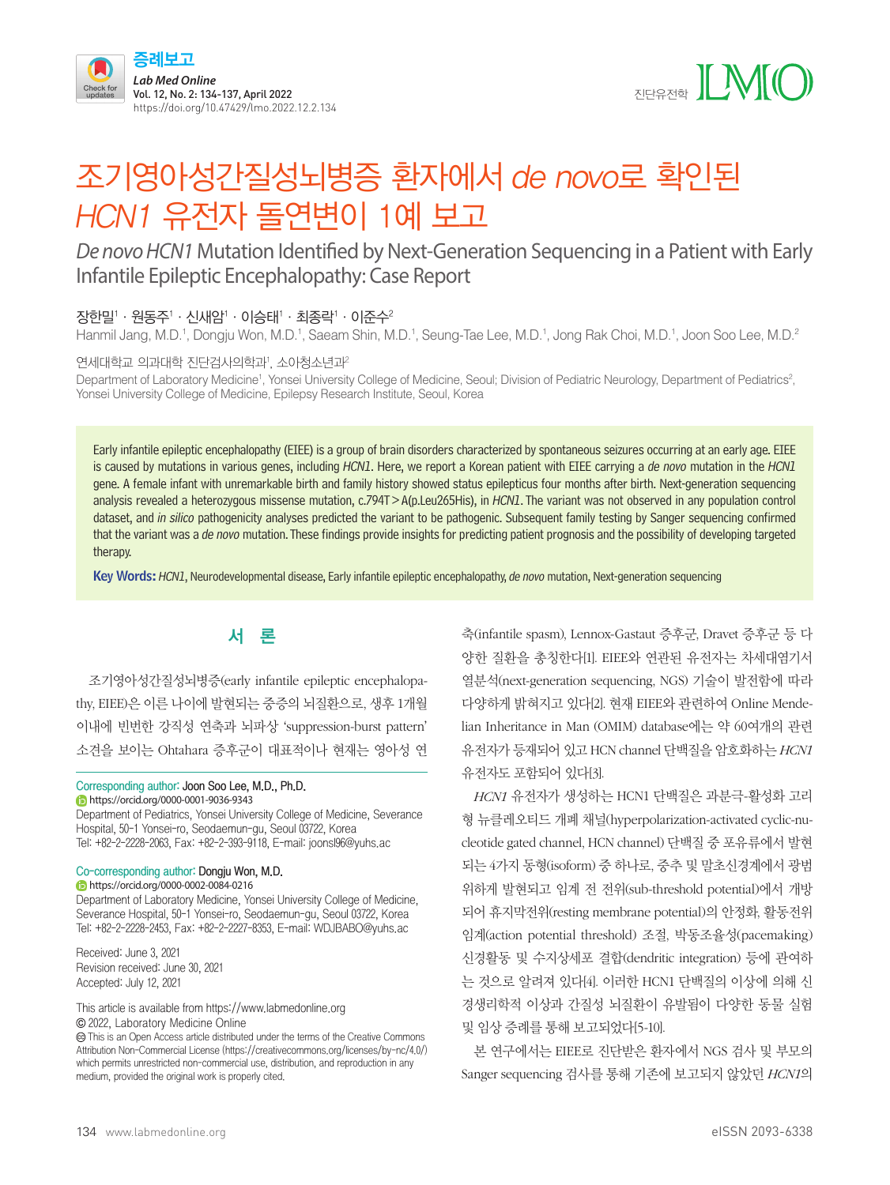증례보고

# 조기영아성간질성뇌병증 환자에서 *de novo*로 확인된 *HCN1* 유전자 돌연변이 1예 보고

## *De novo HCN1* Mutation Identified by Next-Generation Sequencing in a Patient with Early Infantile Epileptic Encephalopathy: Case Report

장한밀[1] · 원동주[1] · 신새암[1] · 이승태[1] · 최종락[1] · 이준수[2]

Hanmil Jang, M.D.[1], Dongju Won, M.D.[1], Saeam Shin, M.D.[1], Seung-Tae Lee, M.D.[1], Jong Rak Choi, M.D.[1], Joon Soo Lee, M.D.[2]

연세대학교 의과대학 진단검사의학과[1], 소아청소년과[2]

Department of Laboratory Medicine[1], Yonsei University College of Medicine, Seoul; Division of Pediatric Neurology, Department of Pediatrics[2], Yonsei University College of Medicine, Epilepsy Research Institute, Seoul, Korea

Early infantile epileptic encephalopathy (EIEE) is a group of brain disorders characterized by spontaneous seizures occurring at an early age. EIEE is caused by mutations in various genes, including *HCN1*. Here, we report a Korean patient with EIEE carrying a *de novo* mutation in the *HCN1* gene. A female infant with unremarkable birth and family history showed status epilepticus four months after birth. Next-generation sequencing analysis revealed a heterozygous missense mutation, c.794T>A(p.Leu265His), in *HCN1*. The variant was not observed in any population control dataset, and *in silico* pathogenicity analyses predicted the variant to be pathogenic. Subsequent family testing by Sanger sequencing confirmed that the variant was a *de novo* mutation. These findings provide insights for predicting patient prognosis and the possibility of developing targeted therapy.

**Key Words:** *HCN1*, Neurodevelopmental disease, Early infantile epileptic encephalopathy, *de novo* mutation, Next-generation sequencing

## 서 론

조기영아성간질성뇌병증(early infantile epileptic encephalopathy, EIEE)은 이른 나이에 발현되는 중증의 뇌질환으로, 생후 1개월 이내에 빈번한 강직성 연축과 뇌파상 'suppression-burst pattern' 소견을 보이는 Ohtahara 증후군이 대표적이나 현재는 영아성 연축(infantile spasm), Lennox-Gastaut 증후군, Dravet 증후군 등 다양한 질환을 총칭한다[1]. EIEE와 연관된 유전자는 차세대염기서열분석(next-generation sequencing, NGS) 기술이 발전함에 따라 다양하게 밝혀지고 있다[2]. 현재 EIEE와 관련하여 Online Mendelian Inheritance in Man (OMIM) database에는 약 60여개의 관련 유전자가 등재되어 있고 HCN channel 단백질을 암호화하는 *HCN1* 유전자도 포함되어 있다[3].

*HCN1* 유전자가 생성하는 HCN1 단백질은 과분극-활성화 고리형 뉴클레오티드 개폐 채널(hyperpolarization-activated cyclic-nucleotide gated channel, HCN channel) 단백질 중 포유류에서 발현되는 4가지 동형(isoform) 중 하나로, 중추 및 말초신경계에서 광범위하게 발현되고 임계 전 전위(sub-threshold potential)에서 개방되어 휴지막전위(resting membrane potential)의 안정화, 활동전위 임계(action potential threshold) 조절, 박동조율성(pacemaking) 신경활동 및 수지상세포 결합(dendritic integration) 등에 관여하는 것으로 알려져 있다[4]. 이러한 HCN1 단백질의 이상에 의해 신경생리학적 이상과 간질성 뇌질환이 유발됨이 다양한 동물 실험 및 임상 증례를 통해 보고되었다[5-10].

본 연구에서는 EIEE로 진단받은 환자에서 NGS 검사 및 부모의 Sanger sequencing 검사를 통해 기존에 보고되지 않았던 *HCN1*의

---

Corresponding author: Joon Soo Lee, M.D., Ph.D.
https://orcid.org/0000-0001-9036-9343
Department of Pediatrics, Yonsei University College of Medicine, Severance Hospital, 50-1 Yonsei-ro, Seodaemun-gu, Seoul 03722, Korea
Tel: +82-2-2228-2063, Fax: +82-2-393-9118, E-mail: joonsl96@yuhs.ac

Co-corresponding author: Dongju Won, M.D.
https://orcid.org/0000-0002-0084-0216
Department of Laboratory Medicine, Yonsei University College of Medicine, Severance Hospital, 50-1 Yonsei-ro, Seodaemun-gu, Seoul 03722, Korea
Tel: +82-2-2228-2453, Fax: +82-2-2227-8353, E-mail: WDJBABO@yuhs.ac

Received: June 3, 2021
Revision received: June 30, 2021
Accepted: July 12, 2021

This article is available from https://www.labmedonline.org
© 2022, Laboratory Medicine Online
This is an Open Access article distributed under the terms of the Creative Commons Attribution Non-Commercial License (https://creativecommons.org/licenses/by-nc/4.0/) which permits unrestricted non-commercial use, distribution, and reproduction in any medium, provided the original work is properly cited.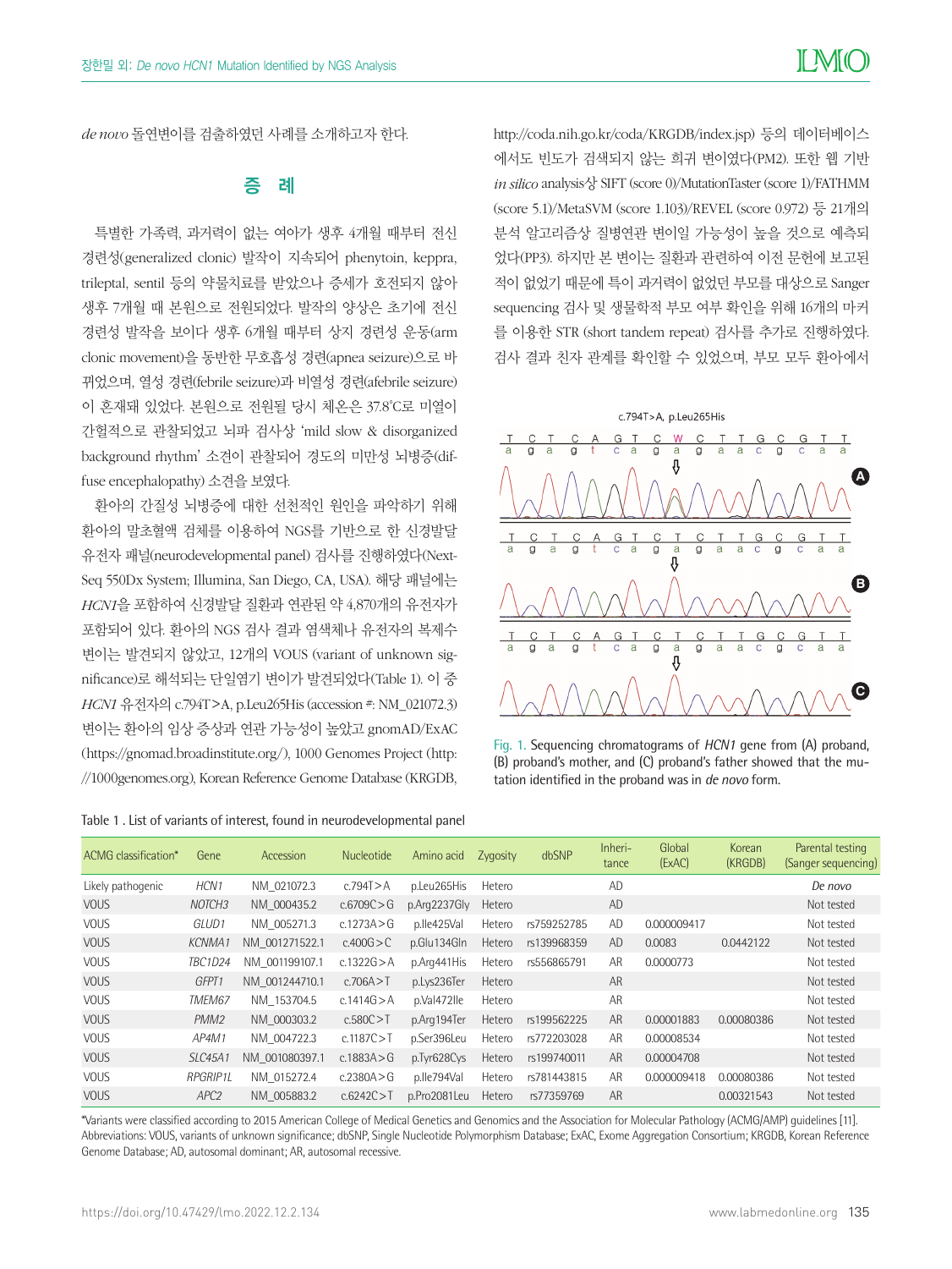*de novo* 돌연변이를 검출하였던 사례를 소개하고자 한다.

## 증 례

특별한 가족력, 과거력이 없는 여아가 생후 4개월 때부터 전신 경련성(generalized clonic) 발작이 지속되어 phenytoin, keppra, trileptal, sentil 등의 약물치료를 받았으나 증세가 호전되지 않아 생후 7개월 때 본원으로 전원되었다. 발작의 양상은 초기에 전신 경련성 발작을 보이다 생후 6개월 때부터 상지 경련성 운동(arm clonic movement)을 동반한 무호흡성 경련(apnea seizure)으로 바뀌었으며, 열성 경련(febrile seizure)과 비열성 경련(afebrile seizure)이 혼재돼 있었다. 본원으로 전원될 당시 체온은 37.8℃로 미열이 간헐적으로 관찰되었고 뇌파 검사상 'mild slow & disorganized background rhythm' 소견이 관찰되어 경도의 미만성 뇌병증(diffuse encephalopathy) 소견을 보였다.

환아의 간질성 뇌병증에 대한 선천적인 원인을 파악하기 위해 환아의 말초혈액 검체를 이용하여 NGS를 기반으로 한 신경발달 유전자 패널(neurodevelopmental panel) 검사를 진행하였다(NextSeq 550Dx System; Illumina, San Diego, CA, USA). 해당 패널에는 *HCN1*을 포함하여 신경발달 질환과 연관된 약 4,870개의 유전자가 포함되어 있다. 환아의 NGS 검사 결과 염색체나 유전자의 복제수 변이는 발견되지 않았고, 12개의 VOUS (variant of unknown significance)로 해석되는 단일염기 변이가 발견되었다(Table 1). 이 중 *HCN1* 유전자의 c.794T>A, p.Leu265His (accession #: NM_021072.3) 변이는 환아의 임상 증상과 연관 가능성이 높았고 gnomAD/ExAC (https://gnomad.broadinstitute.org/), 1000 Genomes Project (http://1000genomes.org), Korean Reference Genome Database (KRGDB, http://coda.nih.go.kr/coda/KRGDB/index.jsp) 등의 데이터베이스에서도 빈도가 검색되지 않는 희귀 변이였다(PM2). 또한 웹 기반 *in silico* analysis상 SIFT (score 0)/MutationTaster (score 1)/FATHMM (score 5.1)/MetaSVM (score 1.103)/REVEL (score 0.972) 등 21개의 분석 알고리즘상 질병연관 변이일 가능성이 높을 것으로 예측되었다(PP3). 하지만 본 변이는 질환과 관련하여 이전 문헌에 보고된 적이 없었기 때문에 특이 과거력이 없었던 부모를 대상으로 Sanger sequencing 검사 및 생물학적 부모 여부 확인을 위해 16개의 마커를 이용한 STR (short tandem repeat) 검사를 추가로 진행하였다. 검사 결과 친자 관계를 확인할 수 있었으며, 부모 모두 환아에서

Fig. 1. Sequencing chromatograms of *HCN1* gene from (A) proband, (B) proband's mother, and (C) proband's father showed that the mutation identified in the proband was in *de novo* form.

Table 1 . List of variants of interest, found in neurodevelopmental panel

| ACMG classification* | Gene | Accession | Nucleotide | Amino acid | Zygosity | dbSNP | Inheritance | Global (ExAC) | Korean (KRGDB) | Parental testing (Sanger sequencing) |
|---|---|---|---|---|---|---|---|---|---|---|
| Likely pathogenic | *HCN1* | NM_021072.3 | c.794T>A | p.Leu265His | Hetero | | AD | | | *De novo* |
| VOUS | *NOTCH3* | NM_000435.2 | c.6709C>G | p.Arg2237Gly | Hetero | | AD | | | Not tested |
| VOUS | *GLUD1* | NM_005271.3 | c.1273A>G | p.Ile425Val | Hetero | rs759252785 | AD | 0.000009417 | | Not tested |
| VOUS | *KCNMA1* | NM_001271522.1 | c.400G>C | p.Glu134Gln | Hetero | rs139968359 | AD | 0.0083 | 0.0442122 | Not tested |
| VOUS | *TBC1D24* | NM_001199107.1 | c.1322G>A | p.Arg441His | Hetero | rs556865791 | AR | 0.0000773 | | Not tested |
| VOUS | *GFPT1* | NM_001244710.1 | c.706A>T | p.Lys236Ter | Hetero | | AR | | | Not tested |
| VOUS | *TMEM67* | NM_153704.5 | c.1414G>A | p.Val472Ile | Hetero | | AR | | | Not tested |
| VOUS | *PMM2* | NM_000303.2 | c.580C>T | p.Arg194Ter | Hetero | rs199562225 | AR | 0.00001883 | 0.00080386 | Not tested |
| VOUS | *AP4M1* | NM_004722.3 | c.1187C>T | p.Ser396Leu | Hetero | rs772203028 | AR | 0.00008534 | | Not tested |
| VOUS | *SLC45A1* | NM_001080397.1 | c.1883A>G | p.Tyr628Cys | Hetero | rs199740011 | AR | 0.00004708 | | Not tested |
| VOUS | *RPGRIP1L* | NM_015272.4 | c.2380A>G | p.Ile794Val | Hetero | rs781443815 | AR | 0.000009418 | 0.00080386 | Not tested |
| VOUS | *APC2* | NM_005883.2 | c.6242C>T | p.Pro2081Leu | Hetero | rs77359769 | AR | | 0.00321543 | Not tested |

*Variants were classified according to 2015 American College of Medical Genetics and Genomics and the Association for Molecular Pathology (ACMG/AMP) guidelines [11].
Abbreviations: VOUS, variants of unknown significance; dbSNP, Single Nucleotide Polymorphism Database; ExAC, Exome Aggregation Consortium; KRGDB, Korean Reference Genome Database; AD, autosomal dominant; AR, autosomal recessive.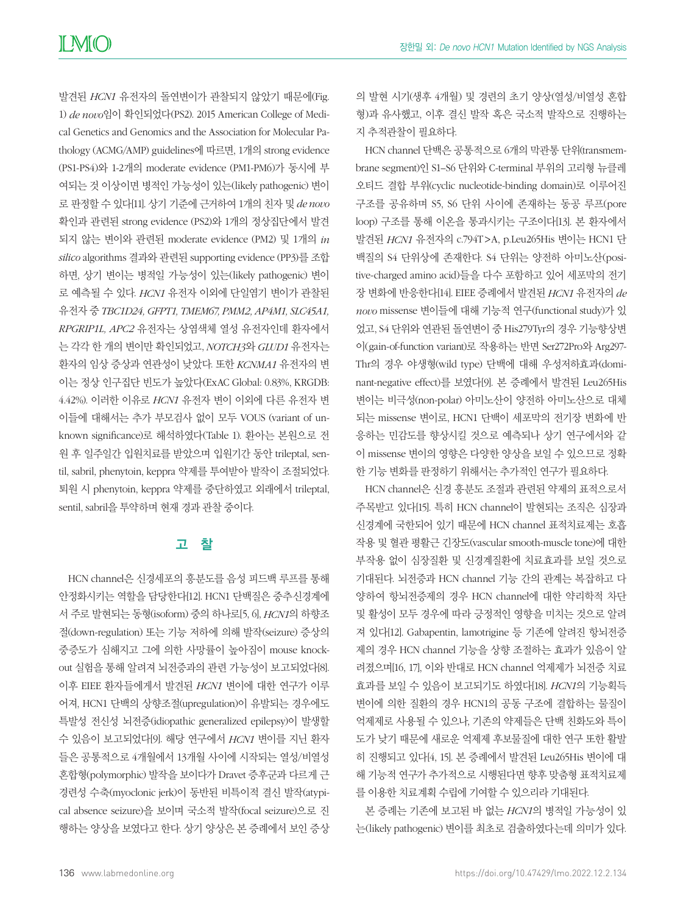발견된 *HCN1* 유전자의 돌연변이가 관찰되지 않았기 때문에(Fig. 1) *de novo*임이 확인되었다(PS2). 2015 American College of Medical Genetics and Genomics and the Association for Molecular Pathology (ACMG/AMP) guidelines에 따르면, 1개의 strong evidence (PS1-PS4)와 1-2개의 moderate evidence (PM1-PM6)가 동시에 부여되는 것 이상이면 병적인 가능성이 있는(likely pathogenic) 변이로 판정할 수 있다[11]. 상기 기준에 근거하여 1개의 친자 및 *de novo* 확인과 관련된 strong evidence (PS2)와 1개의 정상집단에서 발견되지 않는 변이와 관련된 moderate evidence (PM2) 및 1개의 *in silico* algorithms 결과와 관련된 supporting evidence (PP3)를 조합하면, 상기 변이는 병적일 가능성이 있는(likely pathogenic) 변이로 예측될 수 있다. *HCN1* 유전자 이외에 단일염기 변이가 관찰된 유전자 중 *TBC1D24, GFPT1, TMEM67, PMM2, AP4M1, SLC45A1, RPGRIP1L, APC2* 유전자는 상염색체 열성 유전자인데 환자에서는 각각 한 개의 변이만 확인되었고, *NOTCH3*와 *GLUD1* 유전자는 환자의 임상 증상과 연관성이 낮았다. 또한 *KCNMA1* 유전자의 변이는 정상 인구집단 빈도가 높았다(ExAC Global: 0.83%, KRGDB: 4.42%). 이러한 이유로 *HCN1* 유전자 변이 이외에 다른 유전자 변이들에 대해서는 추가 부모검사 없이 모두 VOUS (variant of unknown significance)로 해석하였다(Table 1). 환아는 본원으로 전원 후 일주일간 입원치료를 받았으며 입원기간 동안 trileptal, sentil, sabril, phenytoin, keppra 약제를 투여받아 발작이 조절되었다. 퇴원 시 phenytoin, keppra 약제를 중단하였고 외래에서 trileptal, sentil, sabril을 투약하며 현재 경과 관찰 중이다.

## 고 찰

HCN channel은 신경세포의 흥분도를 음성 피드백 루프를 통해 안정화시키는 역할을 담당한다[12]. HCN1 단백질은 중추신경계에서 주로 발현되는 동형(isoform) 중의 하나로[5, 6], *HCN1*의 하향조절(down-regulation) 또는 기능 저하에 의해 발작(seizure) 증상의 중증도가 심해지고 그에 의한 사망률이 높아짐이 mouse knockout 실험을 통해 알려져 뇌전증과의 관련 가능성이 보고되었다[8]. 이후 EIEE 환자들에게서 발견된 *HCN1* 변이에 대한 연구가 이루어져, HCN1 단백의 상향조절(upregulation)이 유발되는 경우에도 특발성 전신성 뇌전증(idiopathic generalized epilepsy)이 발생할 수 있음이 보고되었다[9]. 해당 연구에서 *HCN1* 변이를 지닌 환자들은 공통적으로 4개월에서 13개월 사이에 시작되는 열성/비열성 혼합형(polymorphic) 발작을 보이다가 Dravet 증후군과 다르게 근경련성 수축(myoclonic jerk)이 동반된 비특이적 결신 발작(atypical absence seizure)을 보이며 국소적 발작(focal seizure)으로 진행하는 양상을 보였다고 한다. 상기 양상은 본 증례에서 보인 증상의 발현 시기(생후 4개월) 및 경련의 초기 양상(열성/비열성 혼합형)과 유사했고, 이후 결신 발작 혹은 국소적 발작으로 진행하는지 추적관찰이 필요하다.

HCN channel 단백은 공통적으로 6개의 막관통 단위(transmembrane segment)인 S1–S6 단위와 C-terminal 부위의 고리형 뉴클레오티드 결합 부위(cyclic nucleotide-binding domain)로 이루어진 구조를 공유하며 S5, S6 단위 사이에 존재하는 동공 루프(pore loop) 구조를 통해 이온을 통과시키는 구조이다[13]. 본 환자에서 발견된 *HCN1* 유전자의 c.794T>A, p.Leu265His 변이는 HCN1 단백질의 S4 단위상에 존재한다. S4 단위는 양전하 아미노산(positive-charged amino acid)들을 다수 포함하고 있어 세포막의 전기장 변화에 반응한다[14]. EIEE 증례에서 발견된 *HCN1* 유전자의 *de novo* missense 변이들에 대해 기능적 연구(functional study)가 있었고, S4 단위와 연관된 돌연변이 중 His279Tyr의 경우 기능향상변이(gain-of-function variant)로 작용하는 반면 Ser272Pro와 Arg297Thr의 경우 야생형(wild type) 단백에 대해 우성저하효과(dominant-negative effect)를 보였다[9]. 본 증례에서 발견된 Leu265His 변이는 비극성(non-polar) 아미노산이 양전하 아미노산으로 대체되는 missense 변이로, HCN1 단백이 세포막의 전기장 변화에 반응하는 민감도를 향상시킬 것으로 예측되나 상기 연구에서와 같이 missense 변이의 영향은 다양한 양상을 보일 수 있으므로 정확한 기능 변화를 판정하기 위해서는 추가적인 연구가 필요하다.

HCN channel은 신경 흥분도 조절과 관련된 약제의 표적으로서 주목받고 있다[15]. 특히 HCN channel이 발현되는 조직은 심장과 신경계에 국한되어 있기 때문에 HCN channel 표적치료제는 호흡작용 및 혈관 평활근 긴장도(vascular smooth-muscle tone)에 대한 부작용 없이 심장질환 및 신경계질환에 치료효과를 보일 것으로 기대된다. 뇌전증과 HCN channel 기능 간의 관계는 복잡하고 다양하여 항뇌전증제의 경우 HCN channel에 대한 약리학적 차단 및 활성이 모두 경우에 따라 긍정적인 영향을 미치는 것으로 알려져 있다[12]. Gabapentin, lamotrigine 등 기존에 알려진 항뇌전증제의 경우 HCN channel 기능을 상향 조절하는 효과가 있음이 알려졌으며[16, 17], 이와 반대로 HCN channel 억제제가 뇌전증 치료효과를 보일 수 있음이 보고되기도 하였다[18]. *HCN1*의 기능획득변이에 의한 질환의 경우 HCN1의 공동 구조에 결합하는 물질이 억제제로 사용될 수 있으나, 기존의 약제들은 단백 친화도와 특이도가 낮기 때문에 새로운 억제제 후보물질에 대한 연구 또한 활발히 진행되고 있다[4, 15]. 본 증례에서 발견된 Leu265His 변이에 대해 기능적 연구가 추가적으로 시행된다면 향후 맞춤형 표적치료제를 이용한 치료계획 수립에 기여할 수 있으리라 기대된다.

본 증례는 기존에 보고된 바 없는 *HCN1*의 병적일 가능성이 있는(likely pathogenic) 변이를 최초로 검출하였다는데 의미가 있다.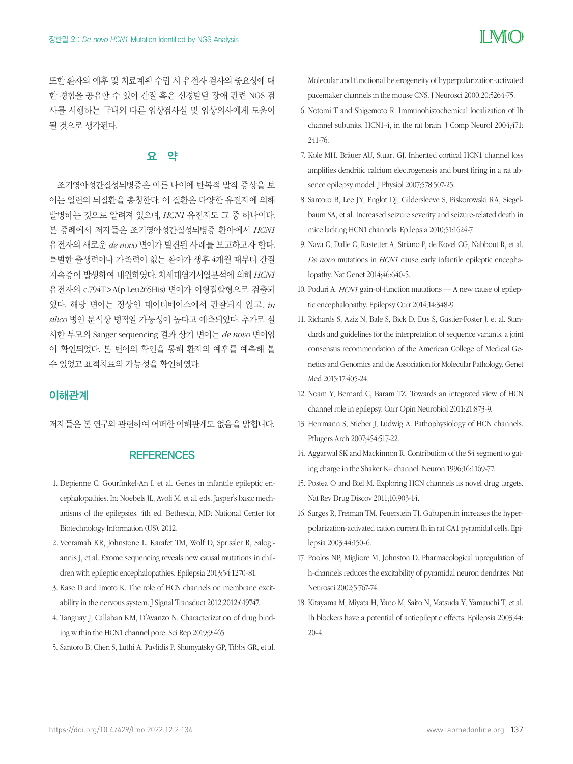또한 환자의 예후 및 치료계획 수립 시 유전자 검사의 중요성에 대한 경험을 공유할 수 있어 간질 혹은 신경발달 장애 관련 NGS 검사를 시행하는 국내외 다른 임상검사실 및 임상의사에게 도움이 될 것으로 생각된다.

## 요 약

조기영아성간질성뇌병증은 이른 나이에 반복적 발작 증상을 보이는 일련의 뇌질환을 총칭한다. 이 질환은 다양한 유전자에 의해 발병하는 것으로 알려져 있으며, *HCN1* 유전자도 그 중 하나이다. 본 증례에서 저자들은 조기영아성간질성뇌병증 환아에서 *HCN1* 유전자의 새로운 *de novo* 변이가 발견된 사례를 보고하고자 한다. 특별한 출생력이나 가족력이 없는 환아가 생후 4개월 때부터 간질 지속증이 발생하여 내원하였다. 차세대염기서열분석에 의해 *HCN1* 유전자의 c.794T>A(p.Leu265His) 변이가 이형접합형으로 검출되었다. 해당 변이는 정상인 데이터베이스에서 관찰되지 않고, *in silico* 병인 분석상 병적일 가능성이 높다고 예측되었다. 추가로 실시한 부모의 Sanger sequencing 결과 상기 변이는 *de novo* 변이임이 확인되었다. 본 변이의 확인을 통해 환자의 예후를 예측해 볼 수 있었고 표적치료의 가능성을 확인하였다.

## 이해관계

저자들은 본 연구와 관련하여 어떠한 이해관계도 없음을 밝힙니다.

## REFERENCES

1. Depienne C, Gourfinkel-An I, et al. Genes in infantile epileptic encephalopathies. In: Noebels JL, Avoli M, et al. eds. Jasper's basic mechanisms of the epilepsies. 4th ed. Bethesda, MD: National Center for Biotechnology Information (US), 2012.
2. Veeramah KR, Johnstone L, Karafet TM, Wolf D, Sprissler R, Salogiannis J, et al. Exome sequencing reveals new causal mutations in children with epileptic encephalopathies. Epilepsia 2013;54:1270-81.
3. Kase D and Imoto K. The role of HCN channels on membrane excitability in the nervous system. J Signal Transduct 2012;2012:619747.
4. Tanguay J, Callahan KM, D'Avanzo N. Characterization of drug binding within the HCN1 channel pore. Sci Rep 2019;9:465.
5. Santoro B, Chen S, Luthi A, Pavlidis P, Shumyatsky GP, Tibbs GR, et al. Molecular and functional heterogeneity of hyperpolarization-activated pacemaker channels in the mouse CNS. J Neurosci 2000;20:5264-75.
6. Notomi T and Shigemoto R. Immunohistochemical localization of Ih channel subunits, HCN1-4, in the rat brain. J Comp Neurol 2004;471:241-76.
7. Kole MH, Bräuer AU, Stuart GJ. Inherited cortical HCN1 channel loss amplifies dendritic calcium electrogenesis and burst firing in a rat absence epilepsy model. J Physiol 2007;578:507-25.
8. Santoro B, Lee JY, Englot DJ, Gildersleeve S, Piskorowski RA, Siegelbaum SA, et al. Increased seizure severity and seizure-related death in mice lacking HCN1 channels. Epilepsia 2010;51:1624-7.
9. Nava C, Dalle C, Rastetter A, Striano P, de Kovel CG, Nabbout R, et al. *De novo* mutations in *HCN1* cause early infantile epileptic encephalopathy. Nat Genet 2014;46:640-5.
10. Poduri A. *HCN1* gain-of-function mutations — A new cause of epileptic encephalopathy. Epilepsy Curr 2014;14:348-9.
11. Richards S, Aziz N, Bale S, Bick D, Das S, Gastier-Foster J, et al. Standards and guidelines for the interpretation of sequence variants: a joint consensus recommendation of the American College of Medical Genetics and Genomics and the Association for Molecular Pathology. Genet Med 2015;17:405-24.
12. Noam Y, Bernard C, Baram TZ. Towards an integrated view of HCN channel role in epilepsy. Curr Opin Neurobiol 2011;21:873-9.
13. Herrmann S, Stieber J, Ludwig A. Pathophysiology of HCN channels. Pflugers Arch 2007;454:517-22.
14. Aggarwal SK and Mackinnon R. Contribution of the S4 segment to gating charge in the Shaker K+ channel. Neuron 1996;16:1169-77.
15. Postea O and Biel M. Exploring HCN channels as novel drug targets. Nat Rev Drug Discov 2011;10:903-14.
16. Surges R, Freiman TM, Feuerstein TJ. Gabapentin increases the hyperpolarization-activated cation current Ih in rat CA1 pyramidal cells. Epilepsia 2003;44:150-6.
17. Poolos NP, Migliore M, Johnston D. Pharmacological upregulation of h-channels reduces the excitability of pyramidal neuron dendrites. Nat Neurosci 2002;5:767-74.
18. Kitayama M, Miyata H, Yano M, Saito N, Matsuda Y, Yamauchi T, et al. Ih blockers have a potential of antiepileptic effects. Epilepsia 2003;44:20-4.